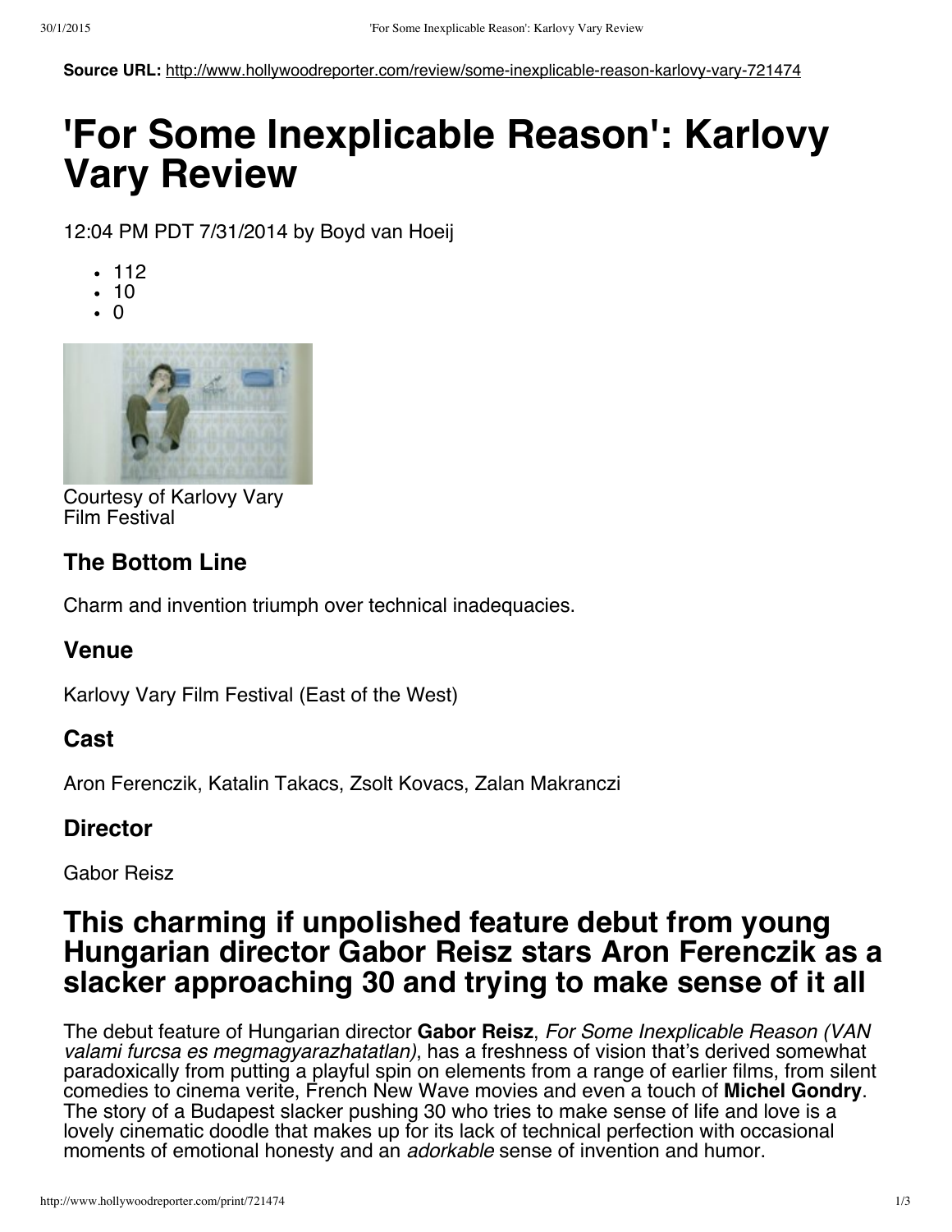**Source URL:** http://www.hollywoodreporter.com/review/some-inexplicable-reason-karlovy-vary-721474

# 'For Some Inexplicable Reason': Karlovy Vary Review

12:04 PM PDT 7/31/2014 by Boyd van Hoeij

- 112
- 10
- 0

Courtesy of Karlovy Vary Film Festival

### The Bottom Line

Charm and invention triumph over technical inadequacies.

### Venue

Karlovy Vary Film Festival (East of the West)

### Cast

Aron Ferenczik, Katalin Takacs, Zsolt Kovacs, Zalan Makranczi

### Director

Gabor Reisz

## This charming if unpolished feature debut from young Hungarian director Gabor Reisz stars Aron Ferenczik as a slacker approaching 30 and trying to make sense of it all

The debut feature of Hungarian director **Gabor Reisz**, *For Some Inexplicable Reason (VAN valami furcsa es megmagyarazhatatlan)*, has a freshness of vision that's derived somewhat paradoxically from putting a playful spin on elements from a range of earlier films, from silent comedies to cinema verite, French New Wave movies and even a touch of **Michel Gondry**. The story of a Budapest slacker pushing 30 who tries to make sense of life and love is a lovely cinematic doodle that makes up for its lack of technical perfection with occasional moments of emotional honesty and an *adorkable* sense of invention and humor.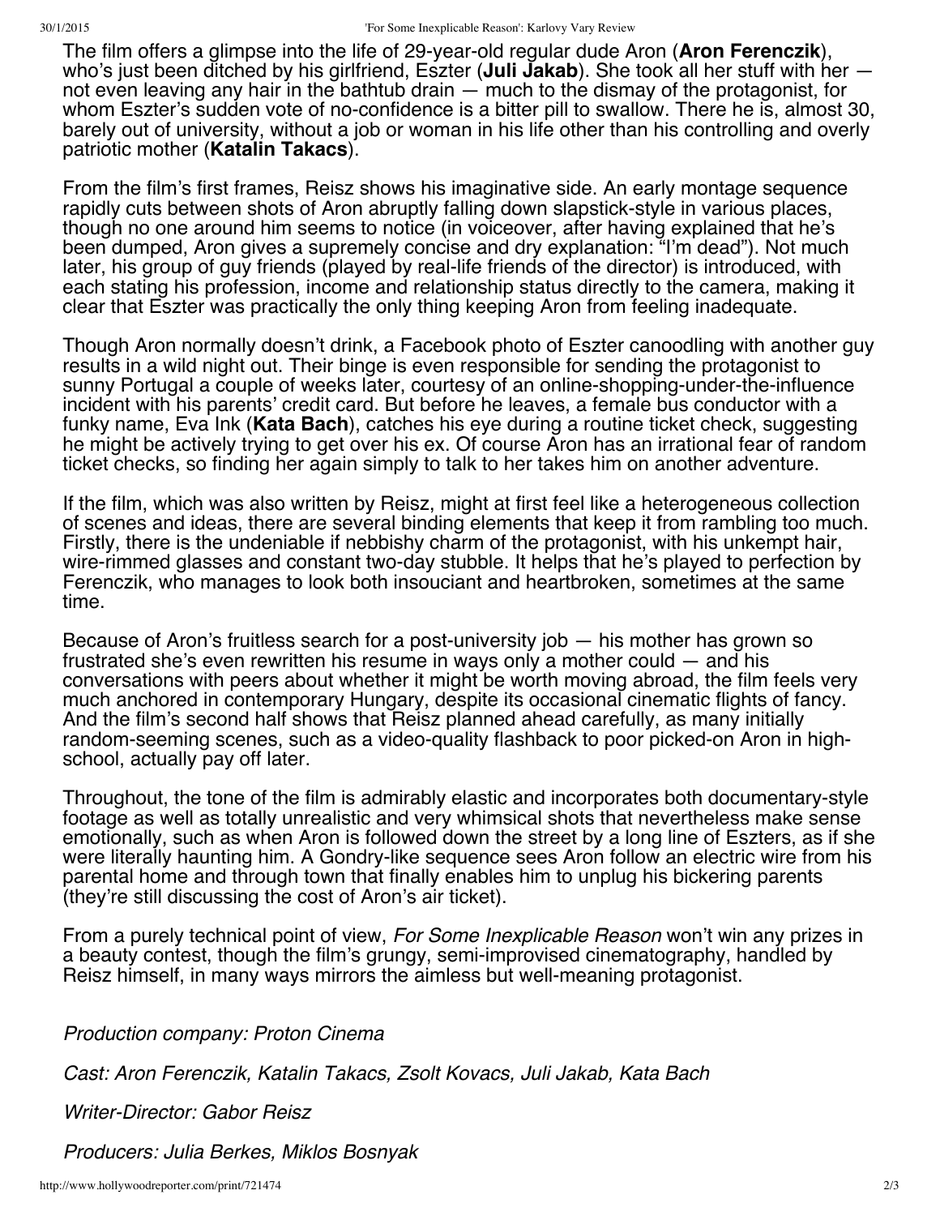The film offers a glimpse into the life of 29-year-old regular dude Aron (**Aron Ferenczik**), who's just been ditched by his girlfriend, Eszter (**Juli Jakab**). She took all her stuff with her — not even leaving any hair in the bathtub drain — much to the dismay of the protagonist, for whom Eszter's sudden vote of no-confidence is a bitter pill to swallow. There he is, almost 30, barely out of university, without a job or woman in his life other than his controlling and overly patriotic mother (**Katalin Takacs**).

From the film's first frames, Reisz shows his imaginative side. An early montage sequence rapidly cuts between shots of Aron abruptly falling down slapstick-style in various places, though no one around him seems to notice (in voiceover, after having explained that he's been dumped, Aron gives a supremely concise and dry explanation: "I'm dead"). Not much later, his group of guy friends (played by real-life friends of the director) is introduced, with each stating his profession, income and relationship status directly to the camera, making it clear that Eszter was practically the only thing keeping Aron from feeling inadequate.

Though Aron normally doesn't drink, a Facebook photo of Eszter canoodling with another guy results in a wild night out. Their binge is even responsible for sending the protagonist to sunny Portugal a couple of weeks later, courtesy of an online-shopping-under-the-influence incident with his parents' credit card. But before he leaves, a female bus conductor with a funky name, Eva Ink (**Kata Bach**), catches his eye during a routine ticket check, suggesting he might be actively trying to get over his ex. Of course Aron has an irrational fear of random ticket checks, so finding her again simply to talk to her takes him on another adventure.

If the film, which was also written by Reisz, might at first feel like a heterogeneous collection of scenes and ideas, there are several binding elements that keep it from rambling too much. Firstly, there is the undeniable if nebbishy charm of the protagonist, with his unkempt hair, wire-rimmed glasses and constant two-day stubble. It helps that he's played to perfection by Ferenczik, who manages to look both insouciant and heartbroken, sometimes at the same time.

Because of Aron's fruitless search for a post-university job — his mother has grown so frustrated she's even rewritten his resume in ways only a mother could — and his conversations with peers about whether it might be worth moving abroad, the film feels very much anchored in contemporary Hungary, despite its occasional cinematic flights of fancy. And the film's second half shows that Reisz planned ahead carefully, as many initially random-seeming scenes, such as a video-quality flashback to poor picked-on Aron in high-school, actually pay off later.

Throughout, the tone of the film is admirably elastic and incorporates both documentary-style footage as well as totally unrealistic and very whimsical shots that nevertheless make sense emotionally, such as when Aron is followed down the street by a long line of Eszters, as if she were literally haunting him. A Gondry-like sequence sees Aron follow an electric wire from his parental home and through town that finally enables him to unplug his bickering parents (they're still discussing the cost of Aron's air ticket).

From a purely technical point of view, *For Some Inexplicable Reason* won't win any prizes in a beauty contest, though the film's grungy, semi-improvised cinematography, handled by Reisz himself, in many ways mirrors the aimless but well-meaning protagonist.

*Production company: Proton Cinema*

*Cast: Aron Ferenczik, Katalin Takacs, Zsolt Kovacs, Juli Jakab, Kata Bach*

*Writer-Director: Gabor Reisz*

*Producers: Julia Berkes, Miklos Bosnyak*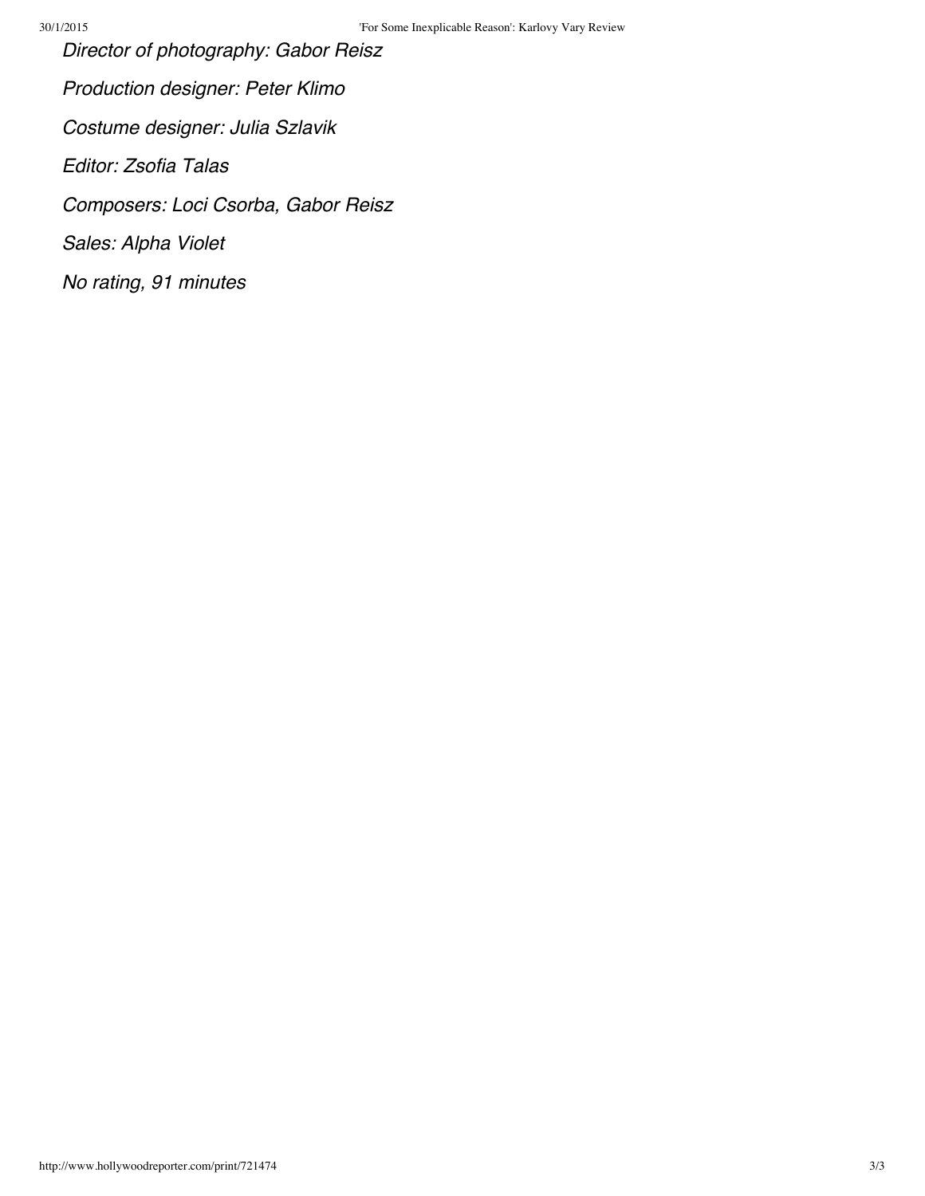*Director of photography: Gabor Reisz*

*Production designer: Peter Klimo*

*Costume designer: Julia Szlavik*

*Editor: Zsofia Talas*

*Composers: Loci Csorba, Gabor Reisz*

*Sales: Alpha Violet*

*No rating, 91 minutes*